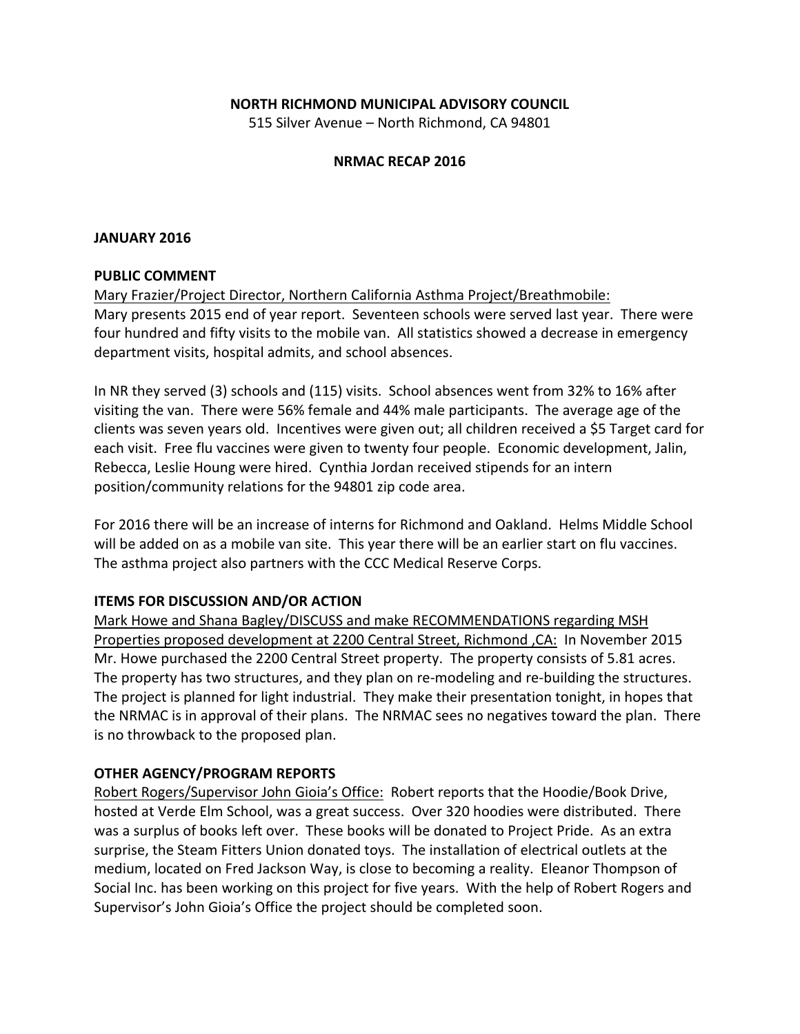**NORTH RICHMOND MUNICIPAL ADVISORY COUNCIL**
515 Silver Avenue – North Richmond, CA 94801

**NRMAC RECAP 2016**

## JANUARY 2016

### PUBLIC COMMENT

Mary Frazier/Project Director, Northern California Asthma Project/Breathmobile:
Mary presents 2015 end of year report. Seventeen schools were served last year. There were four hundred and fifty visits to the mobile van. All statistics showed a decrease in emergency department visits, hospital admits, and school absences.

In NR they served (3) schools and (115) visits. School absences went from 32% to 16% after visiting the van. There were 56% female and 44% male participants. The average age of the clients was seven years old. Incentives were given out; all children received a $5 Target card for each visit. Free flu vaccines were given to twenty four people. Economic development, Jalin, Rebecca, Leslie Houng were hired. Cynthia Jordan received stipends for an intern position/community relations for the 94801 zip code area.

For 2016 there will be an increase of interns for Richmond and Oakland. Helms Middle School will be added on as a mobile van site. This year there will be an earlier start on flu vaccines. The asthma project also partners with the CCC Medical Reserve Corps.

### ITEMS FOR DISCUSSION AND/OR ACTION

Mark Howe and Shana Bagley/DISCUSS and make RECOMMENDATIONS regarding MSH Properties proposed development at 2200 Central Street, Richmond ,CA: In November 2015 Mr. Howe purchased the 2200 Central Street property. The property consists of 5.81 acres. The property has two structures, and they plan on re-modeling and re-building the structures. The project is planned for light industrial. They make their presentation tonight, in hopes that the NRMAC is in approval of their plans. The NRMAC sees no negatives toward the plan. There is no throwback to the proposed plan.

### OTHER AGENCY/PROGRAM REPORTS

Robert Rogers/Supervisor John Gioia's Office: Robert reports that the Hoodie/Book Drive, hosted at Verde Elm School, was a great success. Over 320 hoodies were distributed. There was a surplus of books left over. These books will be donated to Project Pride. As an extra surprise, the Steam Fitters Union donated toys. The installation of electrical outlets at the medium, located on Fred Jackson Way, is close to becoming a reality. Eleanor Thompson of Social Inc. has been working on this project for five years. With the help of Robert Rogers and Supervisor's John Gioia's Office the project should be completed soon.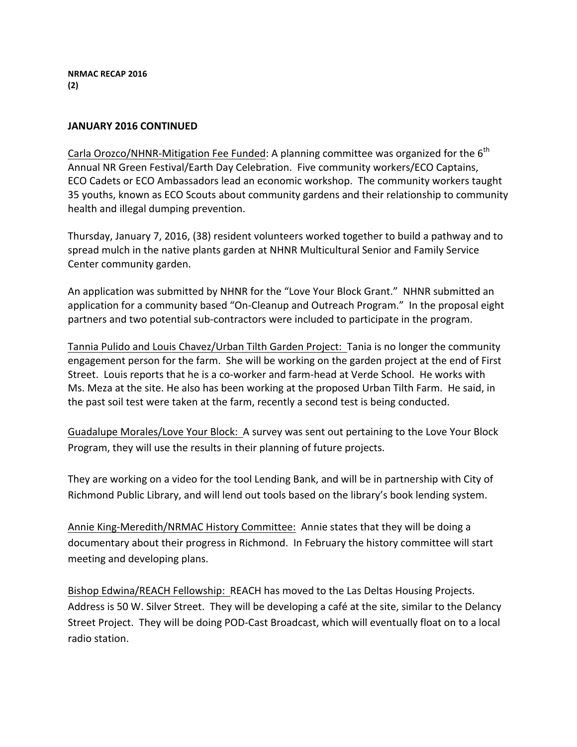**NRMAC RECAP 2016**
**(2)**

**JANUARY 2016 CONTINUED**

Carla Orozco/NHNR-Mitigation Fee Funded: A planning committee was organized for the 6th Annual NR Green Festival/Earth Day Celebration. Five community workers/ECO Captains, ECO Cadets or ECO Ambassadors lead an economic workshop. The community workers taught 35 youths, known as ECO Scouts about community gardens and their relationship to community health and illegal dumping prevention.

Thursday, January 7, 2016, (38) resident volunteers worked together to build a pathway and to spread mulch in the native plants garden at NHNR Multicultural Senior and Family Service Center community garden.

An application was submitted by NHNR for the "Love Your Block Grant." NHNR submitted an application for a community based "On-Cleanup and Outreach Program." In the proposal eight partners and two potential sub-contractors were included to participate in the program.

Tannia Pulido and Louis Chavez/Urban Tilth Garden Project: Tania is no longer the community engagement person for the farm. She will be working on the garden project at the end of First Street. Louis reports that he is a co-worker and farm-head at Verde School. He works with Ms. Meza at the site. He also has been working at the proposed Urban Tilth Farm. He said, in the past soil test were taken at the farm, recently a second test is being conducted.

Guadalupe Morales/Love Your Block: A survey was sent out pertaining to the Love Your Block Program, they will use the results in their planning of future projects.

They are working on a video for the tool Lending Bank, and will be in partnership with City of Richmond Public Library, and will lend out tools based on the library's book lending system.

Annie King-Meredith/NRMAC History Committee: Annie states that they will be doing a documentary about their progress in Richmond. In February the history committee will start meeting and developing plans.

Bishop Edwina/REACH Fellowship: REACH has moved to the Las Deltas Housing Projects. Address is 50 W. Silver Street. They will be developing a café at the site, similar to the Delancy Street Project. They will be doing POD-Cast Broadcast, which will eventually float on to a local radio station.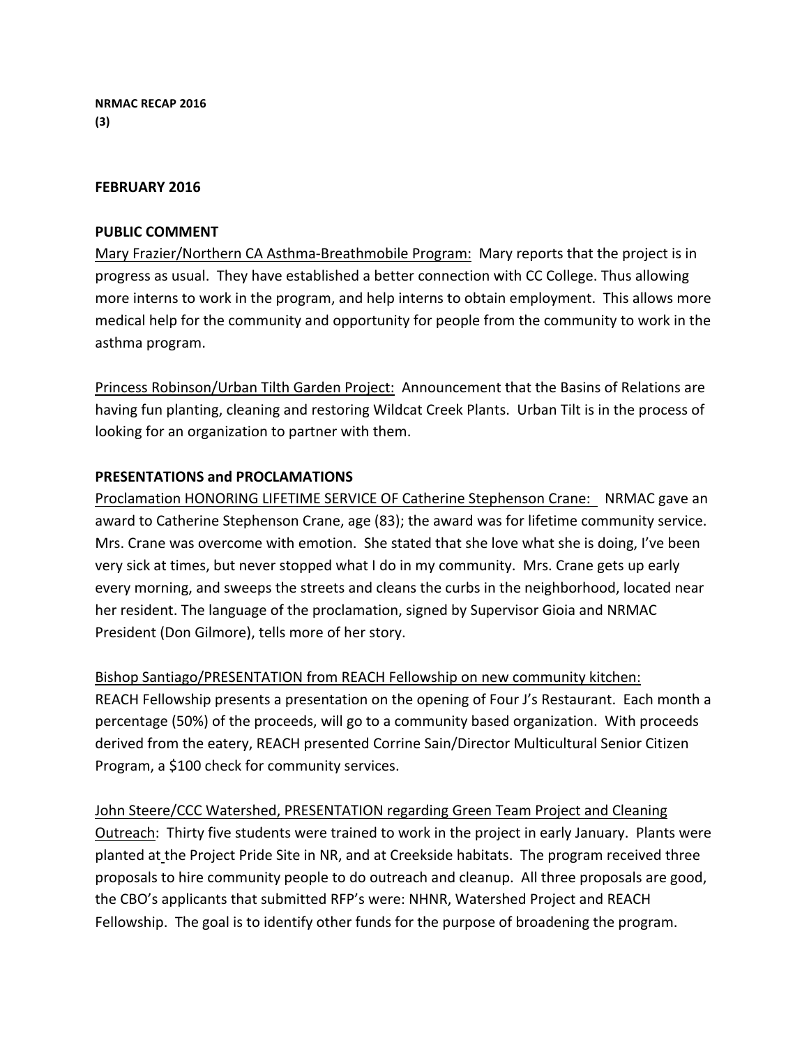**NRMAC RECAP 2016**
**(3)**

**FEBRUARY 2016**

**PUBLIC COMMENT**

Mary Frazier/Northern CA Asthma-Breathmobile Program: Mary reports that the project is in progress as usual. They have established a better connection with CC College. Thus allowing more interns to work in the program, and help interns to obtain employment. This allows more medical help for the community and opportunity for people from the community to work in the asthma program.

Princess Robinson/Urban Tilth Garden Project: Announcement that the Basins of Relations are having fun planting, cleaning and restoring Wildcat Creek Plants. Urban Tilt is in the process of looking for an organization to partner with them.

**PRESENTATIONS and PROCLAMATIONS**

Proclamation HONORING LIFETIME SERVICE OF Catherine Stephenson Crane: NRMAC gave an award to Catherine Stephenson Crane, age (83); the award was for lifetime community service. Mrs. Crane was overcome with emotion. She stated that she love what she is doing, I've been very sick at times, but never stopped what I do in my community. Mrs. Crane gets up early every morning, and sweeps the streets and cleans the curbs in the neighborhood, located near her resident. The language of the proclamation, signed by Supervisor Gioia and NRMAC President (Don Gilmore), tells more of her story.

Bishop Santiago/PRESENTATION from REACH Fellowship on new community kitchen: REACH Fellowship presents a presentation on the opening of Four J's Restaurant. Each month a percentage (50%) of the proceeds, will go to a community based organization. With proceeds derived from the eatery, REACH presented Corrine Sain/Director Multicultural Senior Citizen Program, a $100 check for community services.

John Steere/CCC Watershed, PRESENTATION regarding Green Team Project and Cleaning Outreach: Thirty five students were trained to work in the project in early January. Plants were planted at the Project Pride Site in NR, and at Creekside habitats. The program received three proposals to hire community people to do outreach and cleanup. All three proposals are good, the CBO's applicants that submitted RFP's were: NHNR, Watershed Project and REACH Fellowship. The goal is to identify other funds for the purpose of broadening the program.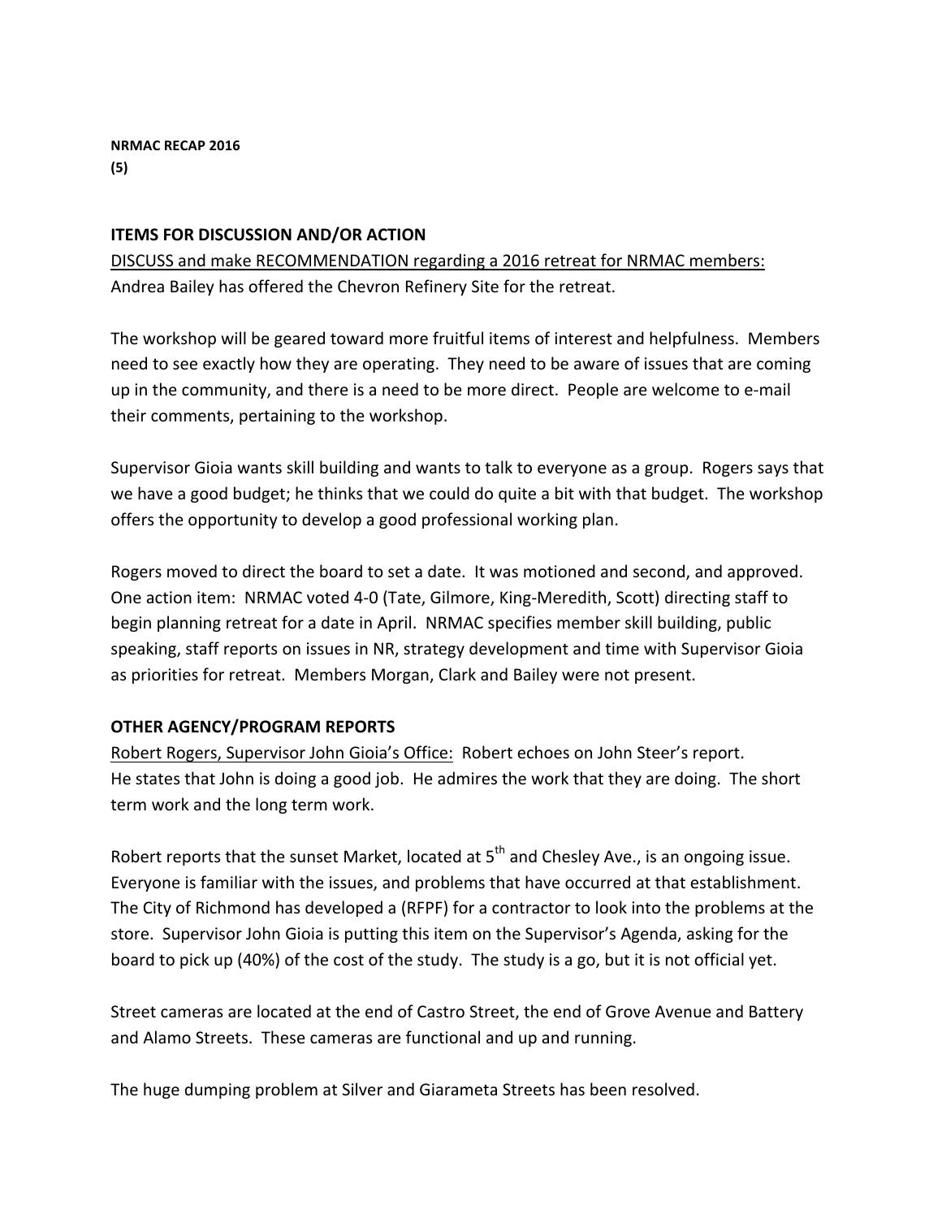**NRMAC RECAP 2016**
**(5)**

## ITEMS FOR DISCUSSION AND/OR ACTION

<u>DISCUSS and make RECOMMENDATION regarding a 2016 retreat for NRMAC members:</u> Andrea Bailey has offered the Chevron Refinery Site for the retreat.

The workshop will be geared toward more fruitful items of interest and helpfulness. Members need to see exactly how they are operating. They need to be aware of issues that are coming up in the community, and there is a need to be more direct. People are welcome to e-mail their comments, pertaining to the workshop.

Supervisor Gioia wants skill building and wants to talk to everyone as a group. Rogers says that we have a good budget; he thinks that we could do quite a bit with that budget. The workshop offers the opportunity to develop a good professional working plan.

Rogers moved to direct the board to set a date. It was motioned and second, and approved. One action item: NRMAC voted 4-0 (Tate, Gilmore, King-Meredith, Scott) directing staff to begin planning retreat for a date in April. NRMAC specifies member skill building, public speaking, staff reports on issues in NR, strategy development and time with Supervisor Gioia as priorities for retreat. Members Morgan, Clark and Bailey were not present.

## OTHER AGENCY/PROGRAM REPORTS

<u>Robert Rogers, Supervisor John Gioia's Office:</u> Robert echoes on John Steer's report. He states that John is doing a good job. He admires the work that they are doing. The short term work and the long term work.

Robert reports that the sunset Market, located at 5th and Chesley Ave., is an ongoing issue. Everyone is familiar with the issues, and problems that have occurred at that establishment. The City of Richmond has developed a (RFPF) for a contractor to look into the problems at the store. Supervisor John Gioia is putting this item on the Supervisor's Agenda, asking for the board to pick up (40%) of the cost of the study. The study is a go, but it is not official yet.

Street cameras are located at the end of Castro Street, the end of Grove Avenue and Battery and Alamo Streets. These cameras are functional and up and running.

The huge dumping problem at Silver and Giarameta Streets has been resolved.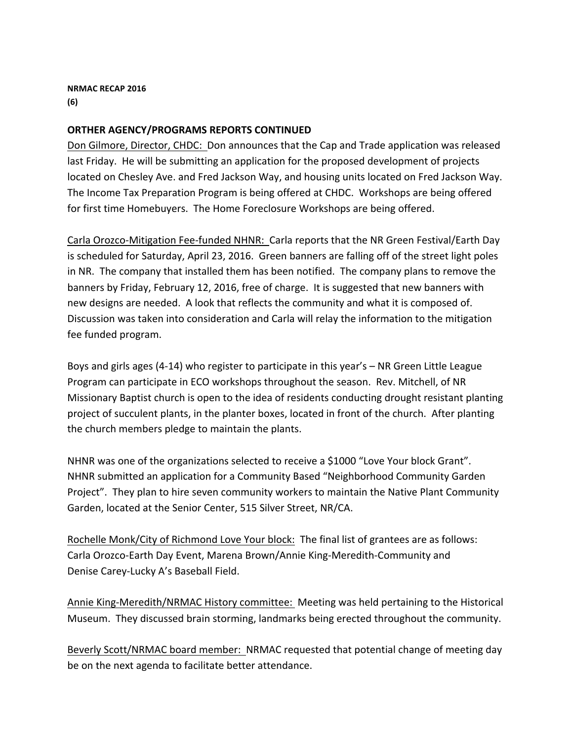**NRMAC RECAP 2016**
**(6)**

**ORTHER AGENCY/PROGRAMS REPORTS CONTINUED**

Don Gilmore, Director, CHDC: Don announces that the Cap and Trade application was released last Friday. He will be submitting an application for the proposed development of projects located on Chesley Ave. and Fred Jackson Way, and housing units located on Fred Jackson Way. The Income Tax Preparation Program is being offered at CHDC. Workshops are being offered for first time Homebuyers. The Home Foreclosure Workshops are being offered.

Carla Orozco-Mitigation Fee-funded NHNR: Carla reports that the NR Green Festival/Earth Day is scheduled for Saturday, April 23, 2016. Green banners are falling off of the street light poles in NR. The company that installed them has been notified. The company plans to remove the banners by Friday, February 12, 2016, free of charge. It is suggested that new banners with new designs are needed. A look that reflects the community and what it is composed of. Discussion was taken into consideration and Carla will relay the information to the mitigation fee funded program.

Boys and girls ages (4-14) who register to participate in this year's – NR Green Little League Program can participate in ECO workshops throughout the season. Rev. Mitchell, of NR Missionary Baptist church is open to the idea of residents conducting drought resistant planting project of succulent plants, in the planter boxes, located in front of the church. After planting the church members pledge to maintain the plants.

NHNR was one of the organizations selected to receive a $1000 "Love Your block Grant". NHNR submitted an application for a Community Based "Neighborhood Community Garden Project". They plan to hire seven community workers to maintain the Native Plant Community Garden, located at the Senior Center, 515 Silver Street, NR/CA.

Rochelle Monk/City of Richmond Love Your block: The final list of grantees are as follows: Carla Orozco-Earth Day Event, Marena Brown/Annie King-Meredith-Community and Denise Carey-Lucky A's Baseball Field.

Annie King-Meredith/NRMAC History committee: Meeting was held pertaining to the Historical Museum. They discussed brain storming, landmarks being erected throughout the community.

Beverly Scott/NRMAC board member: NRMAC requested that potential change of meeting day be on the next agenda to facilitate better attendance.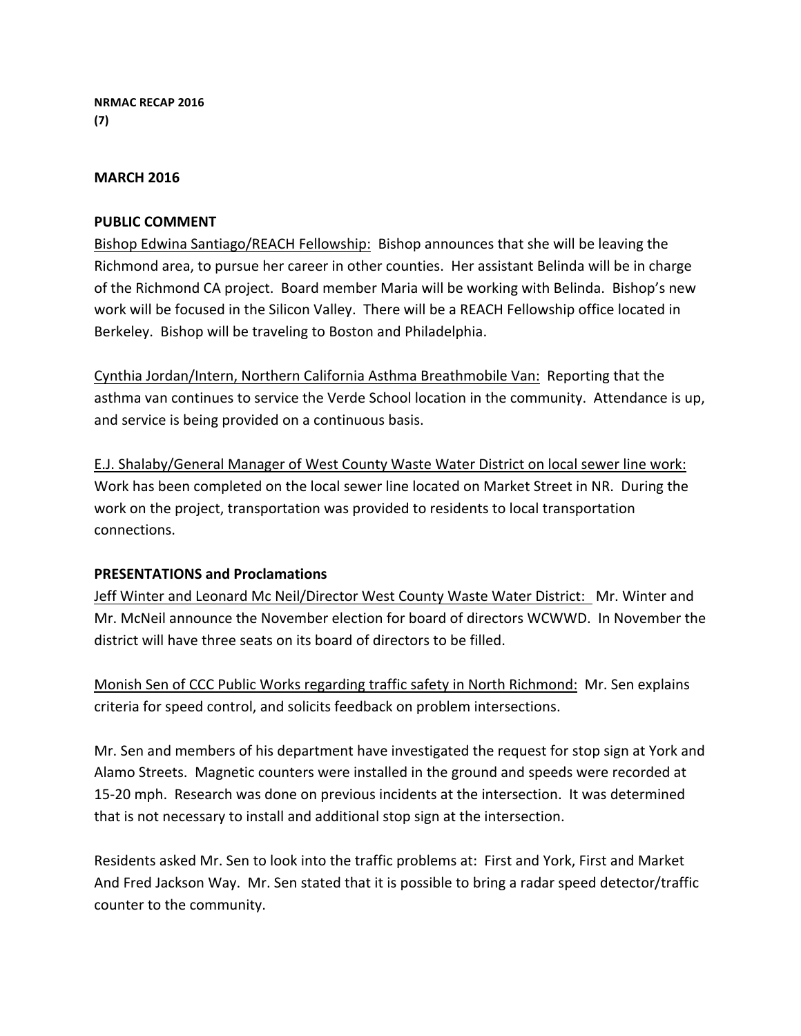**NRMAC RECAP 2016**
**(7)**

## MARCH 2016

### PUBLIC COMMENT

Bishop Edwina Santiago/REACH Fellowship: Bishop announces that she will be leaving the Richmond area, to pursue her career in other counties. Her assistant Belinda will be in charge of the Richmond CA project. Board member Maria will be working with Belinda. Bishop's new work will be focused in the Silicon Valley. There will be a REACH Fellowship office located in Berkeley. Bishop will be traveling to Boston and Philadelphia.

Cynthia Jordan/Intern, Northern California Asthma Breathmobile Van: Reporting that the asthma van continues to service the Verde School location in the community. Attendance is up, and service is being provided on a continuous basis.

E.J. Shalaby/General Manager of West County Waste Water District on local sewer line work: Work has been completed on the local sewer line located on Market Street in NR. During the work on the project, transportation was provided to residents to local transportation connections.

### PRESENTATIONS and Proclamations

Jeff Winter and Leonard Mc Neil/Director West County Waste Water District: Mr. Winter and Mr. McNeil announce the November election for board of directors WCWWD. In November the district will have three seats on its board of directors to be filled.

Monish Sen of CCC Public Works regarding traffic safety in North Richmond: Mr. Sen explains criteria for speed control, and solicits feedback on problem intersections.

Mr. Sen and members of his department have investigated the request for stop sign at York and Alamo Streets. Magnetic counters were installed in the ground and speeds were recorded at 15-20 mph. Research was done on previous incidents at the intersection. It was determined that is not necessary to install and additional stop sign at the intersection.

Residents asked Mr. Sen to look into the traffic problems at: First and York, First and Market And Fred Jackson Way. Mr. Sen stated that it is possible to bring a radar speed detector/traffic counter to the community.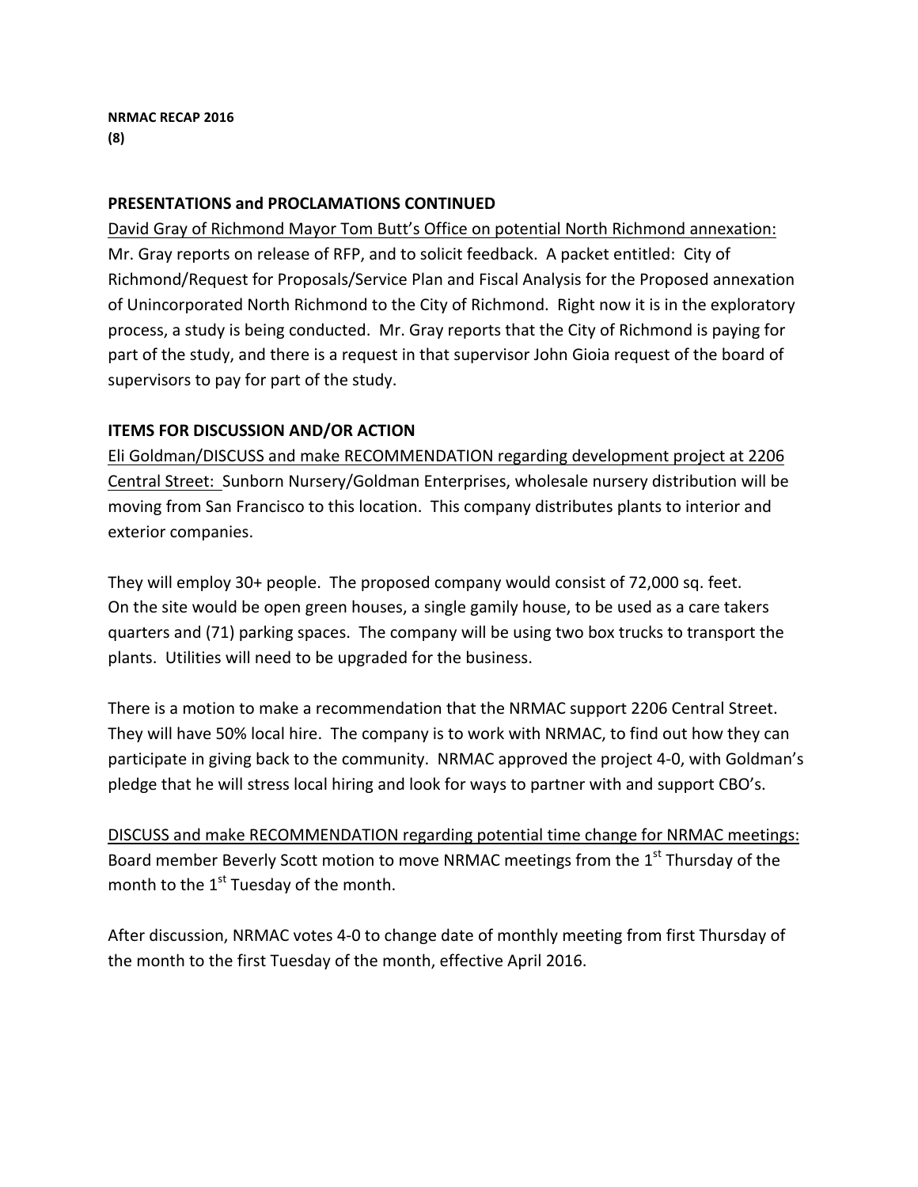**NRMAC RECAP 2016**
**(8)**

**PRESENTATIONS and PROCLAMATIONS CONTINUED**

<u>David Gray of Richmond Mayor Tom Butt's Office on potential North Richmond annexation:</u> Mr. Gray reports on release of RFP, and to solicit feedback. A packet entitled: City of Richmond/Request for Proposals/Service Plan and Fiscal Analysis for the Proposed annexation of Unincorporated North Richmond to the City of Richmond. Right now it is in the exploratory process, a study is being conducted. Mr. Gray reports that the City of Richmond is paying for part of the study, and there is a request in that supervisor John Gioia request of the board of supervisors to pay for part of the study.

**ITEMS FOR DISCUSSION AND/OR ACTION**

<u>Eli Goldman/DISCUSS and make RECOMMENDATION regarding development project at 2206 Central Street:</u> Sunborn Nursery/Goldman Enterprises, wholesale nursery distribution will be moving from San Francisco to this location. This company distributes plants to interior and exterior companies.

They will employ 30+ people. The proposed company would consist of 72,000 sq. feet. On the site would be open green houses, a single gamily house, to be used as a care takers quarters and (71) parking spaces. The company will be using two box trucks to transport the plants. Utilities will need to be upgraded for the business.

There is a motion to make a recommendation that the NRMAC support 2206 Central Street. They will have 50% local hire. The company is to work with NRMAC, to find out how they can participate in giving back to the community. NRMAC approved the project 4-0, with Goldman's pledge that he will stress local hiring and look for ways to partner with and support CBO's.

<u>DISCUSS and make RECOMMENDATION regarding potential time change for NRMAC meetings:</u> Board member Beverly Scott motion to move NRMAC meetings from the 1st Thursday of the month to the 1st Tuesday of the month.

After discussion, NRMAC votes 4-0 to change date of monthly meeting from first Thursday of the month to the first Tuesday of the month, effective April 2016.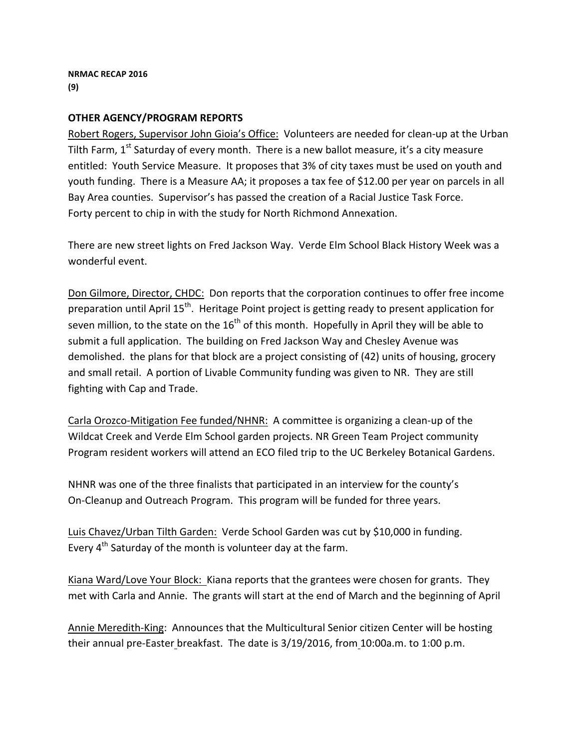**NRMAC RECAP 2016**
**(9)**

## OTHER AGENCY/PROGRAM REPORTS

Robert Rogers, Supervisor John Gioia's Office: Volunteers are needed for clean-up at the Urban Tilth Farm, 1st Saturday of every month. There is a new ballot measure, it's a city measure entitled: Youth Service Measure. It proposes that 3% of city taxes must be used on youth and youth funding. There is a Measure AA; it proposes a tax fee of $12.00 per year on parcels in all Bay Area counties. Supervisor's has passed the creation of a Racial Justice Task Force. Forty percent to chip in with the study for North Richmond Annexation.

There are new street lights on Fred Jackson Way. Verde Elm School Black History Week was a wonderful event.

Don Gilmore, Director, CHDC: Don reports that the corporation continues to offer free income preparation until April 15th. Heritage Point project is getting ready to present application for seven million, to the state on the 16th of this month. Hopefully in April they will be able to submit a full application. The building on Fred Jackson Way and Chesley Avenue was demolished. the plans for that block are a project consisting of (42) units of housing, grocery and small retail. A portion of Livable Community funding was given to NR. They are still fighting with Cap and Trade.

Carla Orozco-Mitigation Fee funded/NHNR: A committee is organizing a clean-up of the Wildcat Creek and Verde Elm School garden projects. NR Green Team Project community Program resident workers will attend an ECO filed trip to the UC Berkeley Botanical Gardens.

NHNR was one of the three finalists that participated in an interview for the county's On-Cleanup and Outreach Program. This program will be funded for three years.

Luis Chavez/Urban Tilth Garden: Verde School Garden was cut by $10,000 in funding. Every 4th Saturday of the month is volunteer day at the farm.

Kiana Ward/Love Your Block: Kiana reports that the grantees were chosen for grants. They met with Carla and Annie. The grants will start at the end of March and the beginning of April

Annie Meredith-King: Announces that the Multicultural Senior citizen Center will be hosting their annual pre-Easter breakfast. The date is 3/19/2016, from 10:00a.m. to 1:00 p.m.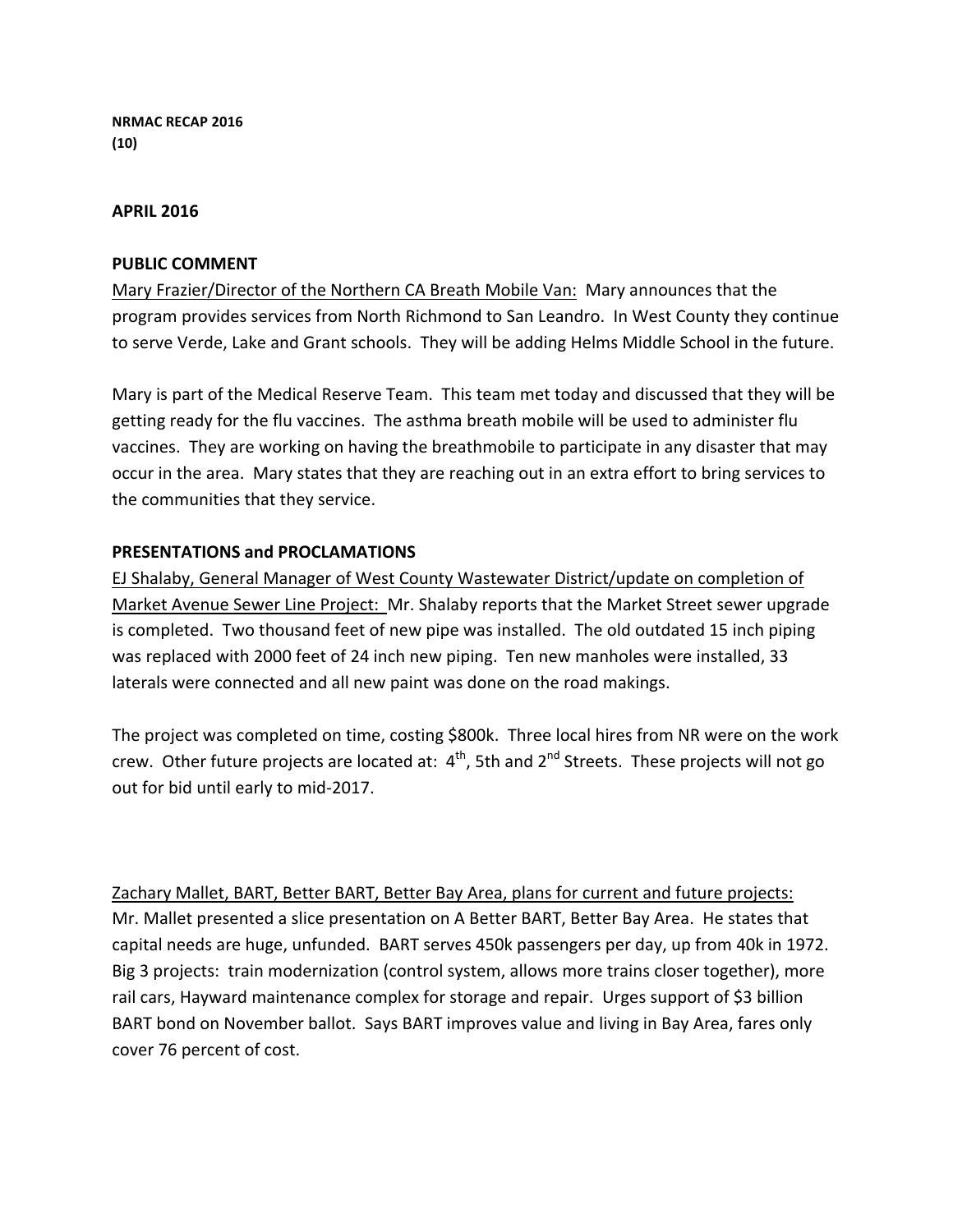**NRMAC RECAP 2016**
**(10)**

**APRIL 2016**

**PUBLIC COMMENT**

Mary Frazier/Director of the Northern CA Breath Mobile Van: Mary announces that the program provides services from North Richmond to San Leandro. In West County they continue to serve Verde, Lake and Grant schools. They will be adding Helms Middle School in the future.

Mary is part of the Medical Reserve Team. This team met today and discussed that they will be getting ready for the flu vaccines. The asthma breath mobile will be used to administer flu vaccines. They are working on having the breathmobile to participate in any disaster that may occur in the area. Mary states that they are reaching out in an extra effort to bring services to the communities that they service.

**PRESENTATIONS and PROCLAMATIONS**

EJ Shalaby, General Manager of West County Wastewater District/update on completion of Market Avenue Sewer Line Project: Mr. Shalaby reports that the Market Street sewer upgrade is completed. Two thousand feet of new pipe was installed. The old outdated 15 inch piping was replaced with 2000 feet of 24 inch new piping. Ten new manholes were installed, 33 laterals were connected and all new paint was done on the road makings.

The project was completed on time, costing $800k. Three local hires from NR were on the work crew. Other future projects are located at: 4th, 5th and 2nd Streets. These projects will not go out for bid until early to mid-2017.

Zachary Mallet, BART, Better BART, Better Bay Area, plans for current and future projects: Mr. Mallet presented a slice presentation on A Better BART, Better Bay Area. He states that capital needs are huge, unfunded. BART serves 450k passengers per day, up from 40k in 1972. Big 3 projects: train modernization (control system, allows more trains closer together), more rail cars, Hayward maintenance complex for storage and repair. Urges support of $3 billion BART bond on November ballot. Says BART improves value and living in Bay Area, fares only cover 76 percent of cost.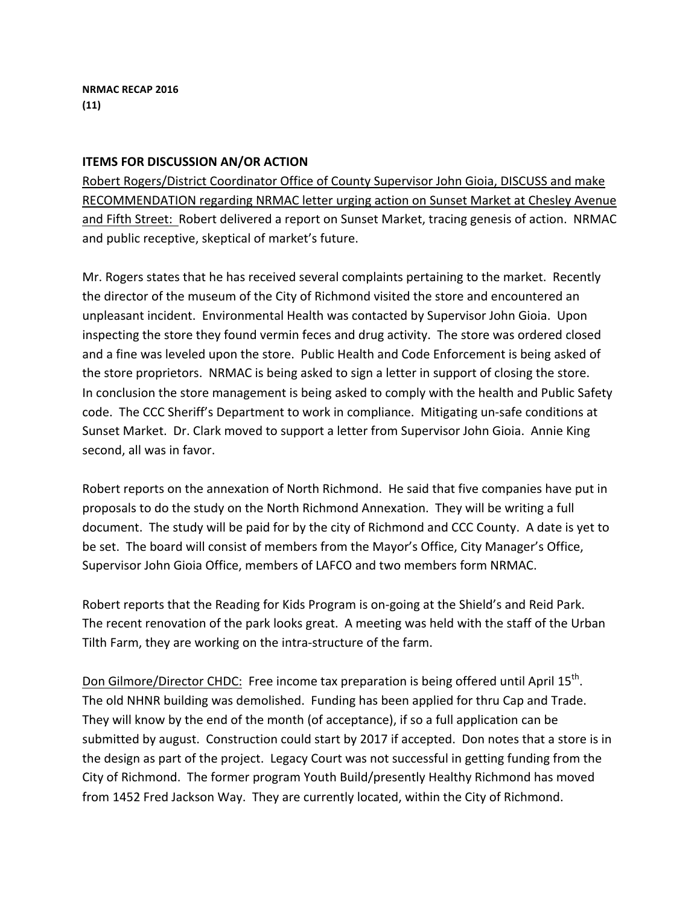**NRMAC RECAP 2016**
**(11)**

**ITEMS FOR DISCUSSION AN/OR ACTION**

<u>Robert Rogers/District Coordinator Office of County Supervisor John Gioia, DISCUSS and make RECOMMENDATION regarding NRMAC letter urging action on Sunset Market at Chesley Avenue and Fifth Street:</u> Robert delivered a report on Sunset Market, tracing genesis of action. NRMAC and public receptive, skeptical of market's future.

Mr. Rogers states that he has received several complaints pertaining to the market. Recently the director of the museum of the City of Richmond visited the store and encountered an unpleasant incident. Environmental Health was contacted by Supervisor John Gioia. Upon inspecting the store they found vermin feces and drug activity. The store was ordered closed and a fine was leveled upon the store. Public Health and Code Enforcement is being asked of the store proprietors. NRMAC is being asked to sign a letter in support of closing the store. In conclusion the store management is being asked to comply with the health and Public Safety code. The CCC Sheriff's Department to work in compliance. Mitigating un-safe conditions at Sunset Market. Dr. Clark moved to support a letter from Supervisor John Gioia. Annie King second, all was in favor.

Robert reports on the annexation of North Richmond. He said that five companies have put in proposals to do the study on the North Richmond Annexation. They will be writing a full document. The study will be paid for by the city of Richmond and CCC County. A date is yet to be set. The board will consist of members from the Mayor's Office, City Manager's Office, Supervisor John Gioia Office, members of LAFCO and two members form NRMAC.

Robert reports that the Reading for Kids Program is on-going at the Shield's and Reid Park. The recent renovation of the park looks great. A meeting was held with the staff of the Urban Tilth Farm, they are working on the intra-structure of the farm.

<u>Don Gilmore/Director CHDC:</u> Free income tax preparation is being offered until April 15th. The old NHNR building was demolished. Funding has been applied for thru Cap and Trade. They will know by the end of the month (of acceptance), if so a full application can be submitted by august. Construction could start by 2017 if accepted. Don notes that a store is in the design as part of the project. Legacy Court was not successful in getting funding from the City of Richmond. The former program Youth Build/presently Healthy Richmond has moved from 1452 Fred Jackson Way. They are currently located, within the City of Richmond.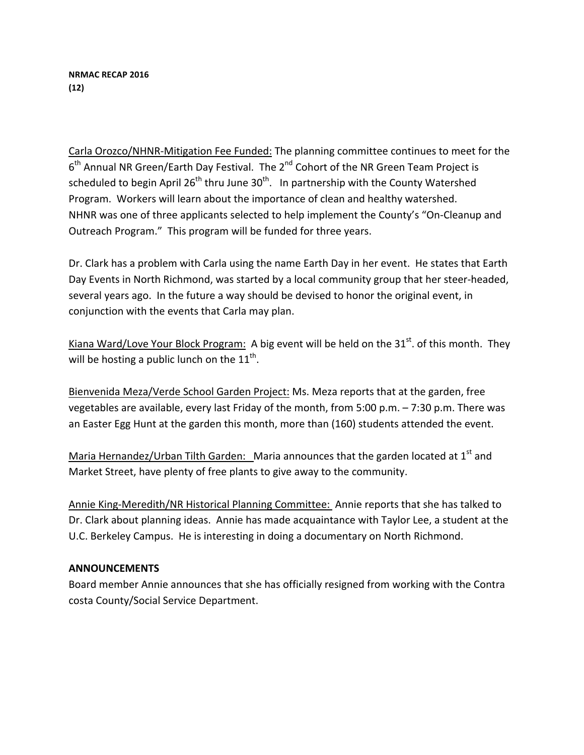**NRMAC RECAP 2016**
**(12)**

<u>Carla Orozco/NHNR-Mitigation Fee Funded:</u> The planning committee continues to meet for the 6th Annual NR Green/Earth Day Festival. The 2nd Cohort of the NR Green Team Project is scheduled to begin April 26th thru June 30th. In partnership with the County Watershed Program. Workers will learn about the importance of clean and healthy watershed. NHNR was one of three applicants selected to help implement the County's "On-Cleanup and Outreach Program." This program will be funded for three years.

Dr. Clark has a problem with Carla using the name Earth Day in her event. He states that Earth Day Events in North Richmond, was started by a local community group that her steer-headed, several years ago. In the future a way should be devised to honor the original event, in conjunction with the events that Carla may plan.

<u>Kiana Ward/Love Your Block Program:</u> A big event will be held on the 31st. of this month. They will be hosting a public lunch on the 11th.

<u>Bienvenida Meza/Verde School Garden Project:</u> Ms. Meza reports that at the garden, free vegetables are available, every last Friday of the month, from 5:00 p.m. – 7:30 p.m. There was an Easter Egg Hunt at the garden this month, more than (160) students attended the event.

<u>Maria Hernandez/Urban Tilth Garden:</u> Maria announces that the garden located at 1st and Market Street, have plenty of free plants to give away to the community.

<u>Annie King-Meredith/NR Historical Planning Committee:</u> Annie reports that she has talked to Dr. Clark about planning ideas. Annie has made acquaintance with Taylor Lee, a student at the U.C. Berkeley Campus. He is interesting in doing a documentary on North Richmond.

**ANNOUNCEMENTS**

Board member Annie announces that she has officially resigned from working with the Contra costa County/Social Service Department.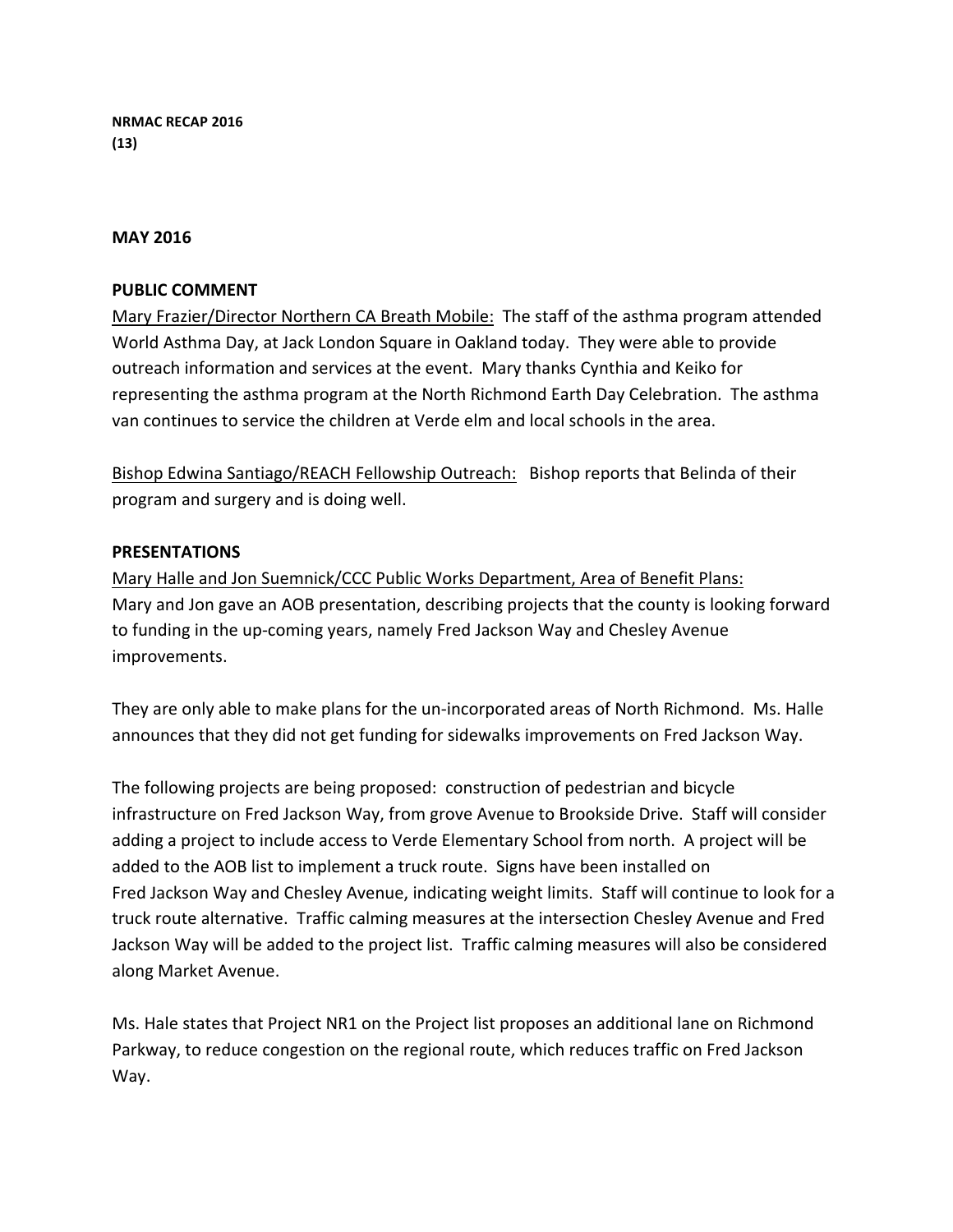**NRMAC RECAP 2016**
**(13)**

**MAY 2016**

**PUBLIC COMMENT**

Mary Frazier/Director Northern CA Breath Mobile: The staff of the asthma program attended World Asthma Day, at Jack London Square in Oakland today. They were able to provide outreach information and services at the event. Mary thanks Cynthia and Keiko for representing the asthma program at the North Richmond Earth Day Celebration. The asthma van continues to service the children at Verde elm and local schools in the area.

Bishop Edwina Santiago/REACH Fellowship Outreach: Bishop reports that Belinda of their program and surgery and is doing well.

**PRESENTATIONS**

Mary Halle and Jon Suemnick/CCC Public Works Department, Area of Benefit Plans:
Mary and Jon gave an AOB presentation, describing projects that the county is looking forward to funding in the up-coming years, namely Fred Jackson Way and Chesley Avenue improvements.

They are only able to make plans for the un-incorporated areas of North Richmond. Ms. Halle announces that they did not get funding for sidewalks improvements on Fred Jackson Way.

The following projects are being proposed: construction of pedestrian and bicycle infrastructure on Fred Jackson Way, from grove Avenue to Brookside Drive. Staff will consider adding a project to include access to Verde Elementary School from north. A project will be added to the AOB list to implement a truck route. Signs have been installed on Fred Jackson Way and Chesley Avenue, indicating weight limits. Staff will continue to look for a truck route alternative. Traffic calming measures at the intersection Chesley Avenue and Fred Jackson Way will be added to the project list. Traffic calming measures will also be considered along Market Avenue.

Ms. Hale states that Project NR1 on the Project list proposes an additional lane on Richmond Parkway, to reduce congestion on the regional route, which reduces traffic on Fred Jackson Way.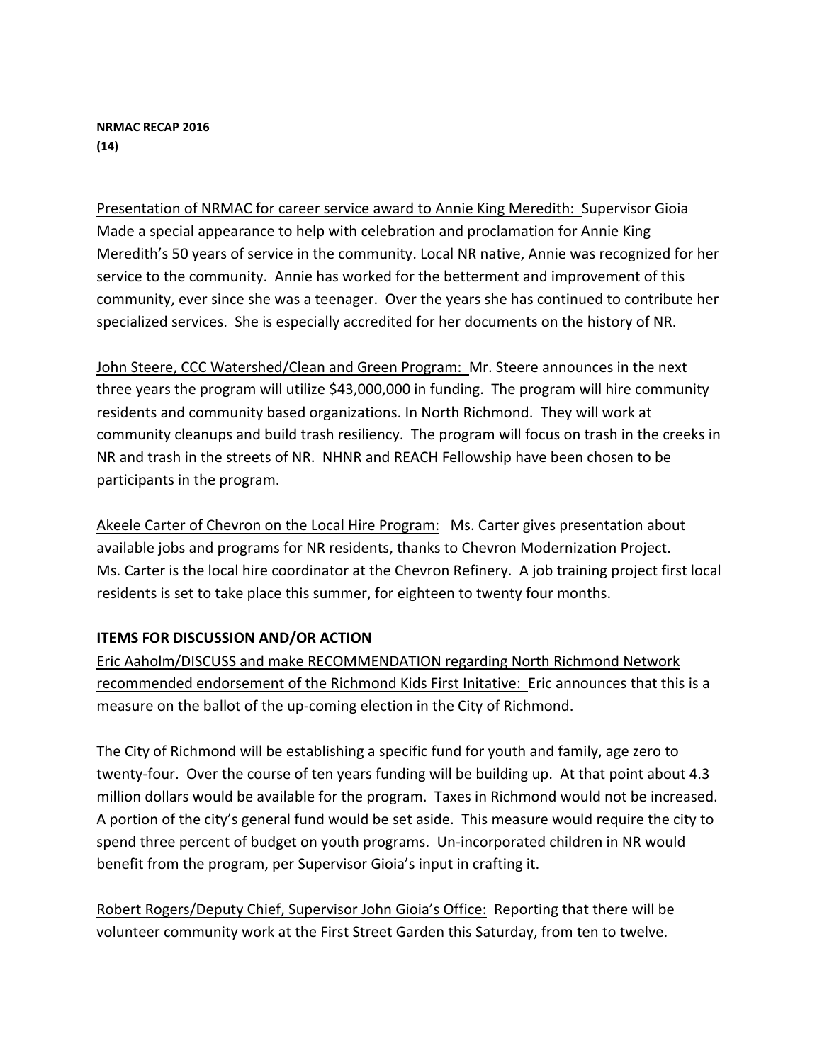**NRMAC RECAP 2016**
**(14)**

Presentation of NRMAC for career service award to Annie King Meredith: Supervisor Gioia Made a special appearance to help with celebration and proclamation for Annie King Meredith's 50 years of service in the community. Local NR native, Annie was recognized for her service to the community. Annie has worked for the betterment and improvement of this community, ever since she was a teenager. Over the years she has continued to contribute her specialized services. She is especially accredited for her documents on the history of NR.

John Steere, CCC Watershed/Clean and Green Program: Mr. Steere announces in the next three years the program will utilize $43,000,000 in funding. The program will hire community residents and community based organizations. In North Richmond. They will work at community cleanups and build trash resiliency. The program will focus on trash in the creeks in NR and trash in the streets of NR. NHNR and REACH Fellowship have been chosen to be participants in the program.

Akeele Carter of Chevron on the Local Hire Program: Ms. Carter gives presentation about available jobs and programs for NR residents, thanks to Chevron Modernization Project. Ms. Carter is the local hire coordinator at the Chevron Refinery. A job training project first local residents is set to take place this summer, for eighteen to twenty four months.

**ITEMS FOR DISCUSSION AND/OR ACTION**

Eric Aaholm/DISCUSS and make RECOMMENDATION regarding North Richmond Network recommended endorsement of the Richmond Kids First Initative: Eric announces that this is a measure on the ballot of the up-coming election in the City of Richmond.

The City of Richmond will be establishing a specific fund for youth and family, age zero to twenty-four. Over the course of ten years funding will be building up. At that point about 4.3 million dollars would be available for the program. Taxes in Richmond would not be increased. A portion of the city's general fund would be set aside. This measure would require the city to spend three percent of budget on youth programs. Un-incorporated children in NR would benefit from the program, per Supervisor Gioia's input in crafting it.

Robert Rogers/Deputy Chief, Supervisor John Gioia's Office: Reporting that there will be volunteer community work at the First Street Garden this Saturday, from ten to twelve.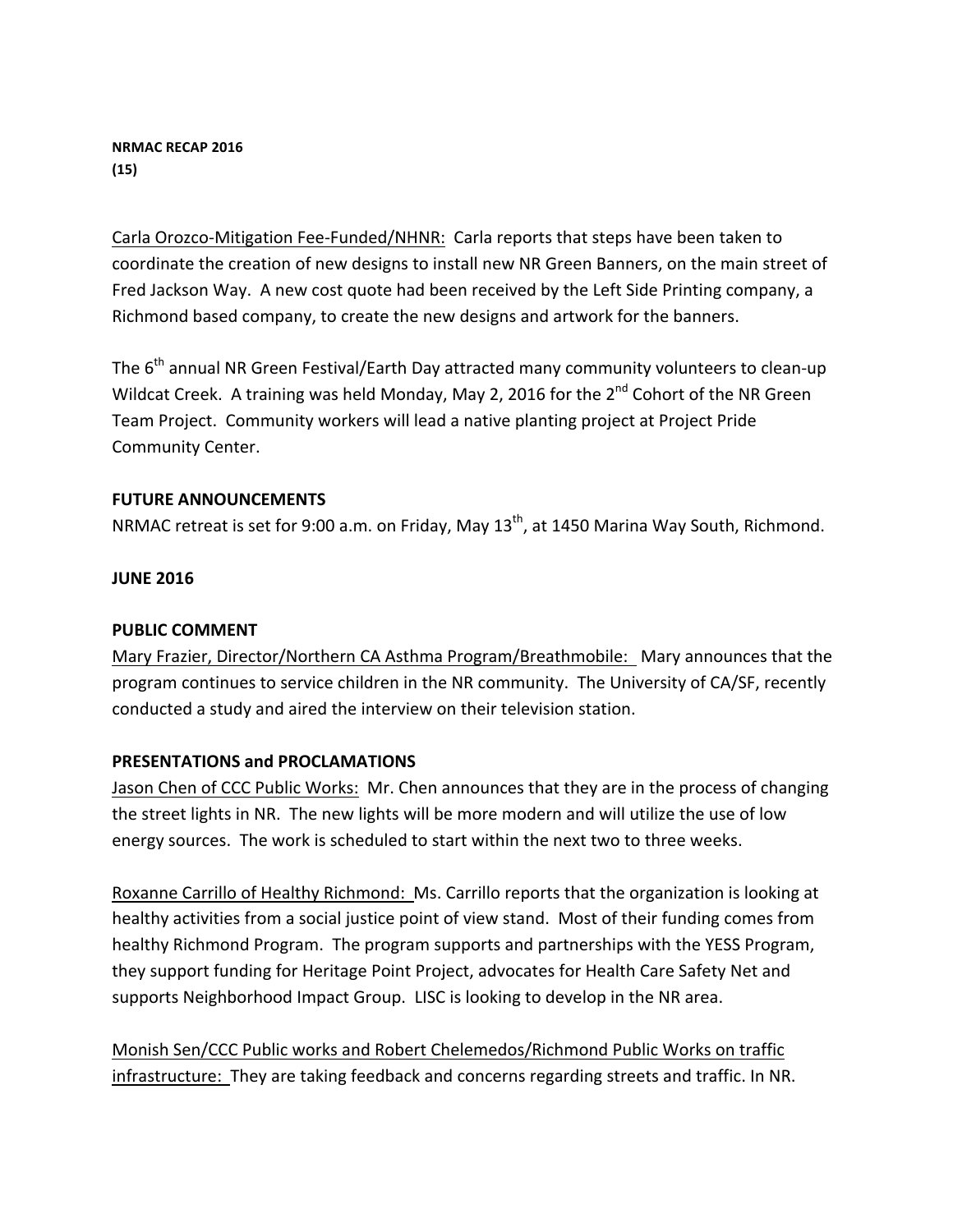**NRMAC RECAP 2016**
**(15)**

Carla Orozco-Mitigation Fee-Funded/NHNR: Carla reports that steps have been taken to coordinate the creation of new designs to install new NR Green Banners, on the main street of Fred Jackson Way. A new cost quote had been received by the Left Side Printing company, a Richmond based company, to create the new designs and artwork for the banners.

The 6th annual NR Green Festival/Earth Day attracted many community volunteers to clean-up Wildcat Creek. A training was held Monday, May 2, 2016 for the 2nd Cohort of the NR Green Team Project. Community workers will lead a native planting project at Project Pride Community Center.

**FUTURE ANNOUNCEMENTS**

NRMAC retreat is set for 9:00 a.m. on Friday, May 13th, at 1450 Marina Way South, Richmond.

**JUNE 2016**

**PUBLIC COMMENT**

Mary Frazier, Director/Northern CA Asthma Program/Breathmobile: Mary announces that the program continues to service children in the NR community. The University of CA/SF, recently conducted a study and aired the interview on their television station.

**PRESENTATIONS and PROCLAMATIONS**

Jason Chen of CCC Public Works: Mr. Chen announces that they are in the process of changing the street lights in NR. The new lights will be more modern and will utilize the use of low energy sources. The work is scheduled to start within the next two to three weeks.

Roxanne Carrillo of Healthy Richmond: Ms. Carrillo reports that the organization is looking at healthy activities from a social justice point of view stand. Most of their funding comes from healthy Richmond Program. The program supports and partnerships with the YESS Program, they support funding for Heritage Point Project, advocates for Health Care Safety Net and supports Neighborhood Impact Group. LISC is looking to develop in the NR area.

Monish Sen/CCC Public works and Robert Chelemedos/Richmond Public Works on traffic infrastructure: They are taking feedback and concerns regarding streets and traffic. In NR.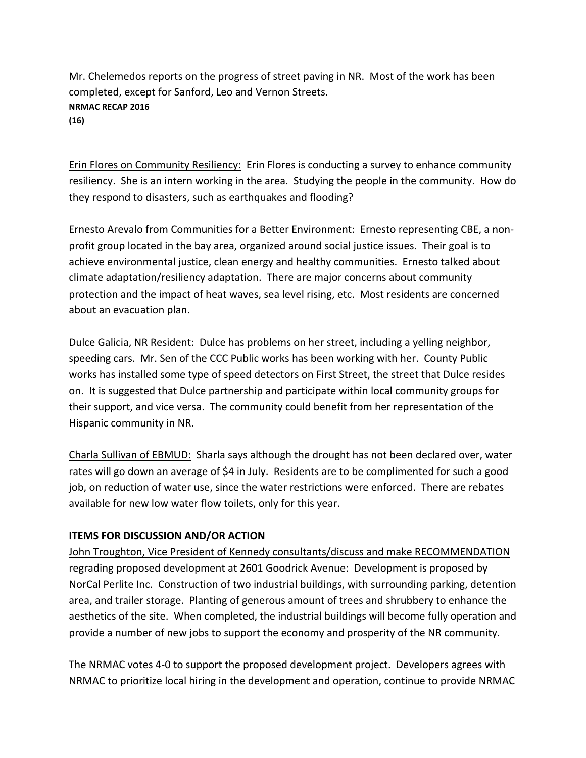Mr. Chelemedos reports on the progress of street paving in NR. Most of the work has been completed, except for Sanford, Leo and Vernon Streets.

Erin Flores on Community Resiliency: Erin Flores is conducting a survey to enhance community resiliency. She is an intern working in the area. Studying the people in the community. How do they respond to disasters, such as earthquakes and flooding?

Ernesto Arevalo from Communities for a Better Environment: Ernesto representing CBE, a non-profit group located in the bay area, organized around social justice issues. Their goal is to achieve environmental justice, clean energy and healthy communities. Ernesto talked about climate adaptation/resiliency adaptation. There are major concerns about community protection and the impact of heat waves, sea level rising, etc. Most residents are concerned about an evacuation plan.

Dulce Galicia, NR Resident: Dulce has problems on her street, including a yelling neighbor, speeding cars. Mr. Sen of the CCC Public works has been working with her. County Public works has installed some type of speed detectors on First Street, the street that Dulce resides on. It is suggested that Dulce partnership and participate within local community groups for their support, and vice versa. The community could benefit from her representation of the Hispanic community in NR.

Charla Sullivan of EBMUD: Sharla says although the drought has not been declared over, water rates will go down an average of $4 in July. Residents are to be complimented for such a good job, on reduction of water use, since the water restrictions were enforced. There are rebates available for new low water flow toilets, only for this year.

**ITEMS FOR DISCUSSION AND/OR ACTION**

John Troughton, Vice President of Kennedy consultants/discuss and make RECOMMENDATION regrading proposed development at 2601 Goodrick Avenue: Development is proposed by NorCal Perlite Inc. Construction of two industrial buildings, with surrounding parking, detention area, and trailer storage. Planting of generous amount of trees and shrubbery to enhance the aesthetics of the site. When completed, the industrial buildings will become fully operation and provide a number of new jobs to support the economy and prosperity of the NR community.

The NRMAC votes 4-0 to support the proposed development project. Developers agrees with NRMAC to prioritize local hiring in the development and operation, continue to provide NRMAC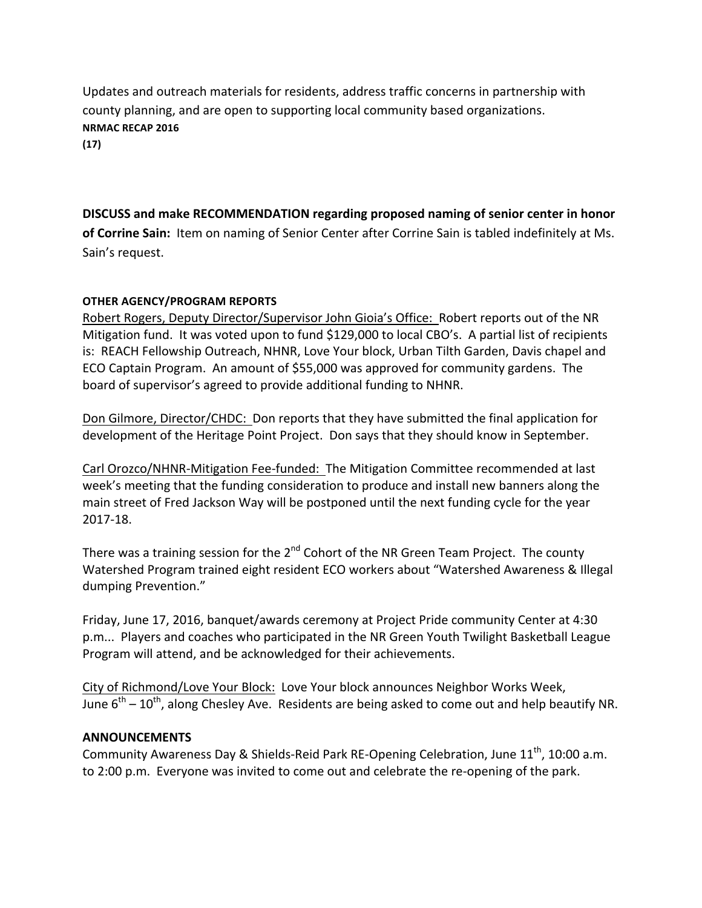Updates and outreach materials for residents, address traffic concerns in partnership with county planning, and are open to supporting local community based organizations.

**NRMAC RECAP 2016**

**(17)**

**DISCUSS and make RECOMMENDATION regarding proposed naming of senior center in honor of Corrine Sain:** Item on naming of Senior Center after Corrine Sain is tabled indefinitely at Ms. Sain's request.

**OTHER AGENCY/PROGRAM REPORTS**

Robert Rogers, Deputy Director/Supervisor John Gioia's Office: Robert reports out of the NR Mitigation fund. It was voted upon to fund $129,000 to local CBO's. A partial list of recipients is: REACH Fellowship Outreach, NHNR, Love Your block, Urban Tilth Garden, Davis chapel and ECO Captain Program. An amount of $55,000 was approved for community gardens. The board of supervisor's agreed to provide additional funding to NHNR.

Don Gilmore, Director/CHDC: Don reports that they have submitted the final application for development of the Heritage Point Project. Don says that they should know in September.

Carl Orozco/NHNR-Mitigation Fee-funded: The Mitigation Committee recommended at last week's meeting that the funding consideration to produce and install new banners along the main street of Fred Jackson Way will be postponed until the next funding cycle for the year 2017-18.

There was a training session for the 2nd Cohort of the NR Green Team Project. The county Watershed Program trained eight resident ECO workers about "Watershed Awareness & Illegal dumping Prevention."

Friday, June 17, 2016, banquet/awards ceremony at Project Pride community Center at 4:30 p.m... Players and coaches who participated in the NR Green Youth Twilight Basketball League Program will attend, and be acknowledged for their achievements.

City of Richmond/Love Your Block: Love Your block announces Neighbor Works Week, June 6th – 10th, along Chesley Ave. Residents are being asked to come out and help beautify NR.

**ANNOUNCEMENTS**

Community Awareness Day & Shields-Reid Park RE-Opening Celebration, June 11th, 10:00 a.m. to 2:00 p.m. Everyone was invited to come out and celebrate the re-opening of the park.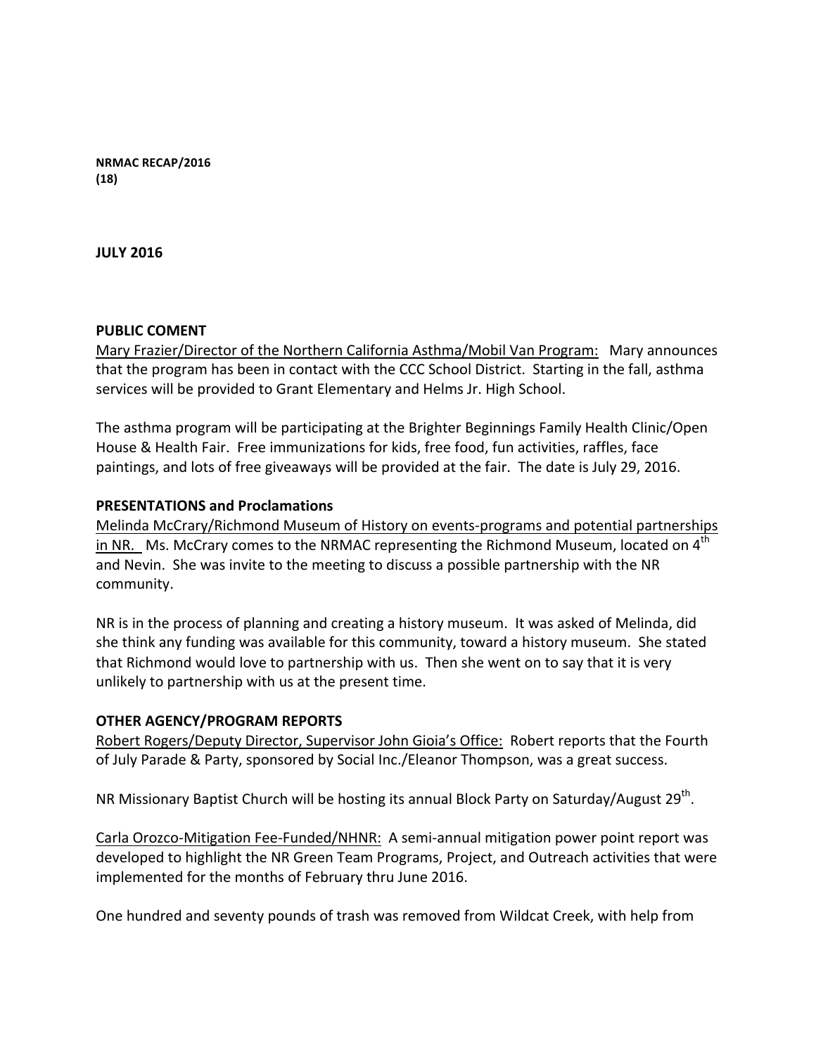**NRMAC RECAP/2016**
**(18)**

**JULY 2016**

**PUBLIC COMENT**

Mary Frazier/Director of the Northern California Asthma/Mobil Van Program: Mary announces that the program has been in contact with the CCC School District. Starting in the fall, asthma services will be provided to Grant Elementary and Helms Jr. High School.

The asthma program will be participating at the Brighter Beginnings Family Health Clinic/Open House & Health Fair. Free immunizations for kids, free food, fun activities, raffles, face paintings, and lots of free giveaways will be provided at the fair. The date is July 29, 2016.

**PRESENTATIONS and Proclamations**

Melinda McCrary/Richmond Museum of History on events-programs and potential partnerships in NR. Ms. McCrary comes to the NRMAC representing the Richmond Museum, located on 4th and Nevin. She was invite to the meeting to discuss a possible partnership with the NR community.

NR is in the process of planning and creating a history museum. It was asked of Melinda, did she think any funding was available for this community, toward a history museum. She stated that Richmond would love to partnership with us. Then she went on to say that it is very unlikely to partnership with us at the present time.

**OTHER AGENCY/PROGRAM REPORTS**

Robert Rogers/Deputy Director, Supervisor John Gioia's Office: Robert reports that the Fourth of July Parade & Party, sponsored by Social Inc./Eleanor Thompson, was a great success.

NR Missionary Baptist Church will be hosting its annual Block Party on Saturday/August 29th.

Carla Orozco-Mitigation Fee-Funded/NHNR: A semi-annual mitigation power point report was developed to highlight the NR Green Team Programs, Project, and Outreach activities that were implemented for the months of February thru June 2016.

One hundred and seventy pounds of trash was removed from Wildcat Creek, with help from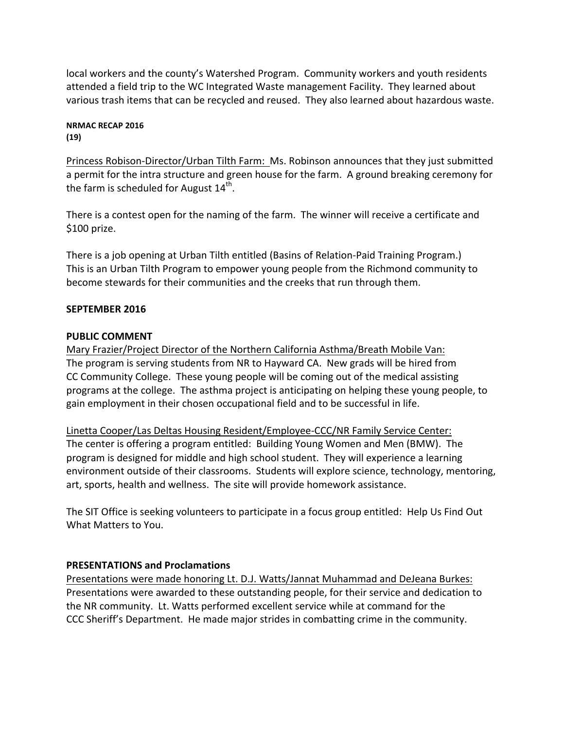local workers and the county's Watershed Program. Community workers and youth residents attended a field trip to the WC Integrated Waste management Facility. They learned about various trash items that can be recycled and reused. They also learned about hazardous waste.

Princess Robison-Director/Urban Tilth Farm: Ms. Robinson announces that they just submitted a permit for the intra structure and green house for the farm. A ground breaking ceremony for the farm is scheduled for August 14th.

There is a contest open for the naming of the farm. The winner will receive a certificate and $100 prize.

There is a job opening at Urban Tilth entitled (Basins of Relation-Paid Training Program.) This is an Urban Tilth Program to empower young people from the Richmond community to become stewards for their communities and the creeks that run through them.

**SEPTEMBER 2016**

**PUBLIC COMMENT**

Mary Frazier/Project Director of the Northern California Asthma/Breath Mobile Van: The program is serving students from NR to Hayward CA. New grads will be hired from CC Community College. These young people will be coming out of the medical assisting programs at the college. The asthma project is anticipating on helping these young people, to gain employment in their chosen occupational field and to be successful in life.

Linetta Cooper/Las Deltas Housing Resident/Employee-CCC/NR Family Service Center: The center is offering a program entitled: Building Young Women and Men (BMW). The program is designed for middle and high school student. They will experience a learning environment outside of their classrooms. Students will explore science, technology, mentoring, art, sports, health and wellness. The site will provide homework assistance.

The SIT Office is seeking volunteers to participate in a focus group entitled: Help Us Find Out What Matters to You.

**PRESENTATIONS and Proclamations**

Presentations were made honoring Lt. D.J. Watts/Jannat Muhammad and DeJeana Burkes: Presentations were awarded to these outstanding people, for their service and dedication to the NR community. Lt. Watts performed excellent service while at command for the CCC Sheriff's Department. He made major strides in combatting crime in the community.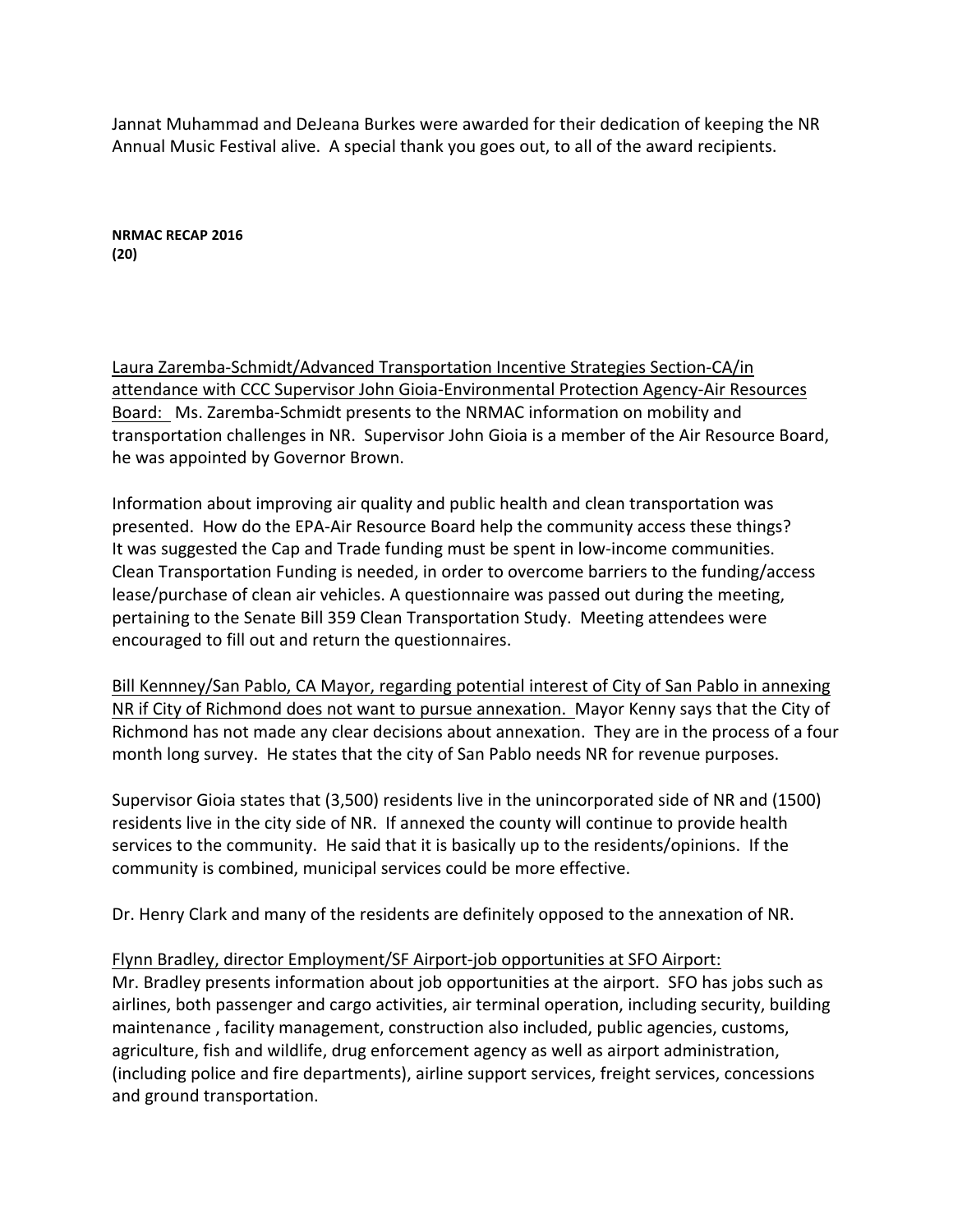Jannat Muhammad and DeJeana Burkes were awarded for their dedication of keeping the NR Annual Music Festival alive. A special thank you goes out, to all of the award recipients.

**NRMAC RECAP 2016**
**(20)**

Laura Zaremba-Schmidt/Advanced Transportation Incentive Strategies Section-CA/in attendance with CCC Supervisor John Gioia-Environmental Protection Agency-Air Resources Board: Ms. Zaremba-Schmidt presents to the NRMAC information on mobility and transportation challenges in NR. Supervisor John Gioia is a member of the Air Resource Board, he was appointed by Governor Brown.

Information about improving air quality and public health and clean transportation was presented. How do the EPA-Air Resource Board help the community access these things? It was suggested the Cap and Trade funding must be spent in low-income communities. Clean Transportation Funding is needed, in order to overcome barriers to the funding/access lease/purchase of clean air vehicles. A questionnaire was passed out during the meeting, pertaining to the Senate Bill 359 Clean Transportation Study. Meeting attendees were encouraged to fill out and return the questionnaires.

Bill Kennney/San Pablo, CA Mayor, regarding potential interest of City of San Pablo in annexing NR if City of Richmond does not want to pursue annexation. Mayor Kenny says that the City of Richmond has not made any clear decisions about annexation. They are in the process of a four month long survey. He states that the city of San Pablo needs NR for revenue purposes.

Supervisor Gioia states that (3,500) residents live in the unincorporated side of NR and (1500) residents live in the city side of NR. If annexed the county will continue to provide health services to the community. He said that it is basically up to the residents/opinions. If the community is combined, municipal services could be more effective.

Dr. Henry Clark and many of the residents are definitely opposed to the annexation of NR.

Flynn Bradley, director Employment/SF Airport-job opportunities at SFO Airport:
Mr. Bradley presents information about job opportunities at the airport. SFO has jobs such as airlines, both passenger and cargo activities, air terminal operation, including security, building maintenance , facility management, construction also included, public agencies, customs, agriculture, fish and wildlife, drug enforcement agency as well as airport administration, (including police and fire departments), airline support services, freight services, concessions and ground transportation.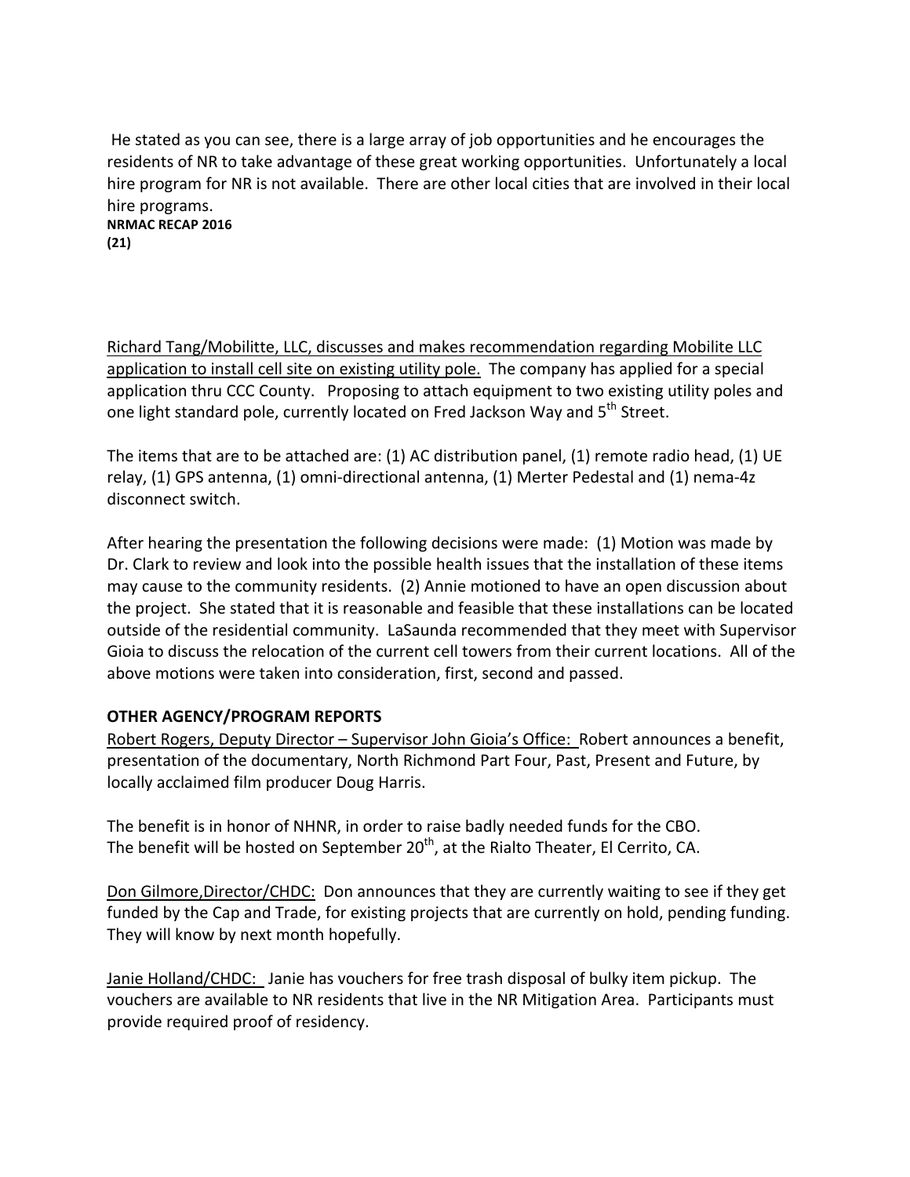He stated as you can see, there is a large array of job opportunities and he encourages the residents of NR to take advantage of these great working opportunities. Unfortunately a local hire program for NR is not available. There are other local cities that are involved in their local hire programs.

Richard Tang/Mobilitte, LLC, discusses and makes recommendation regarding Mobilite LLC application to install cell site on existing utility pole. The company has applied for a special application thru CCC County. Proposing to attach equipment to two existing utility poles and one light standard pole, currently located on Fred Jackson Way and 5th Street.

The items that are to be attached are: (1) AC distribution panel, (1) remote radio head, (1) UE relay, (1) GPS antenna, (1) omni-directional antenna, (1) Merter Pedestal and (1) nema-4z disconnect switch.

After hearing the presentation the following decisions were made: (1) Motion was made by Dr. Clark to review and look into the possible health issues that the installation of these items may cause to the community residents. (2) Annie motioned to have an open discussion about the project. She stated that it is reasonable and feasible that these installations can be located outside of the residential community. LaSaunda recommended that they meet with Supervisor Gioia to discuss the relocation of the current cell towers from their current locations. All of the above motions were taken into consideration, first, second and passed.

**OTHER AGENCY/PROGRAM REPORTS**

Robert Rogers, Deputy Director – Supervisor John Gioia's Office: Robert announces a benefit, presentation of the documentary, North Richmond Part Four, Past, Present and Future, by locally acclaimed film producer Doug Harris.

The benefit is in honor of NHNR, in order to raise badly needed funds for the CBO.
The benefit will be hosted on September 20th, at the Rialto Theater, El Cerrito, CA.

Don Gilmore,Director/CHDC: Don announces that they are currently waiting to see if they get funded by the Cap and Trade, for existing projects that are currently on hold, pending funding. They will know by next month hopefully.

Janie Holland/CHDC: Janie has vouchers for free trash disposal of bulky item pickup. The vouchers are available to NR residents that live in the NR Mitigation Area. Participants must provide required proof of residency.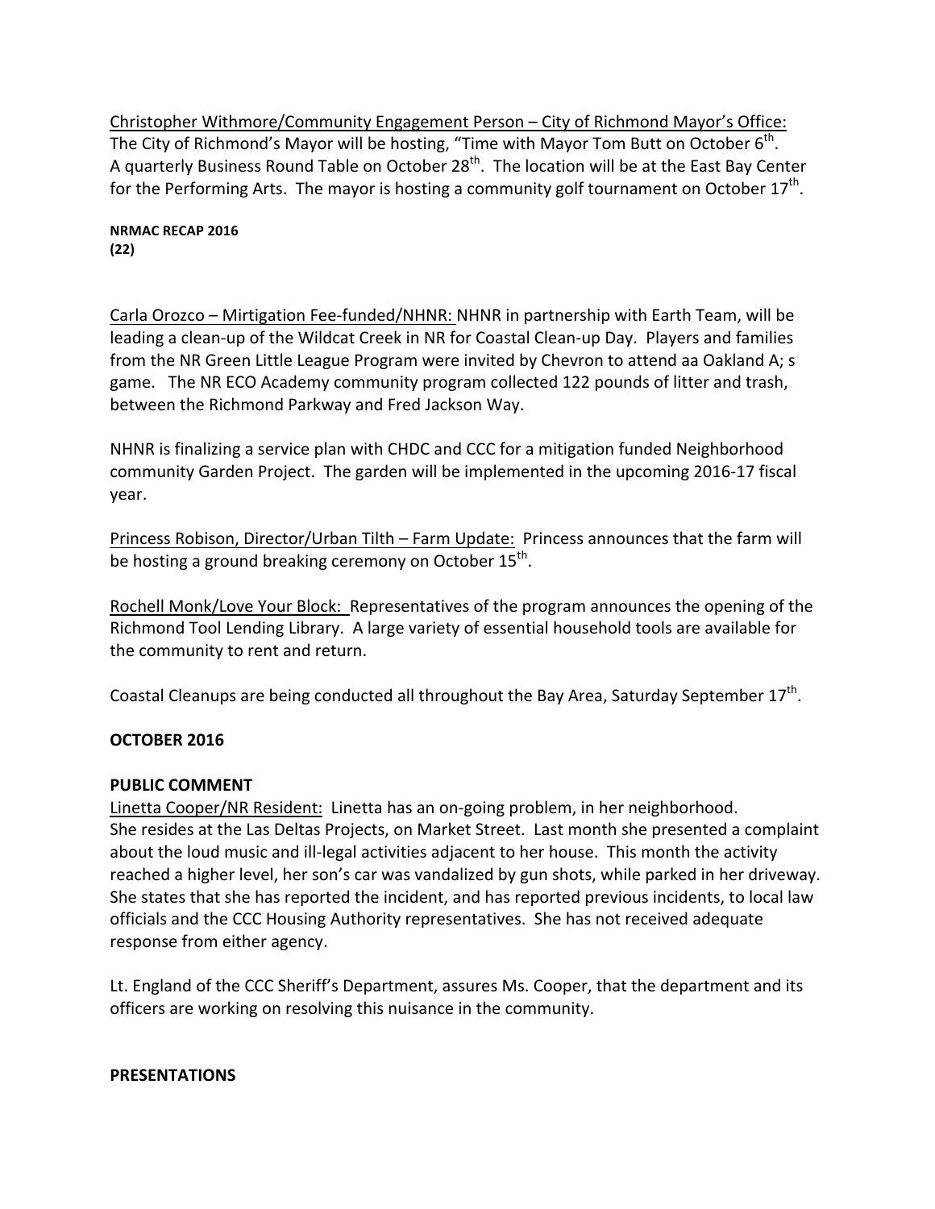Christopher Withmore/Community Engagement Person – City of Richmond Mayor's Office: The City of Richmond's Mayor will be hosting, "Time with Mayor Tom Butt on October 6th. A quarterly Business Round Table on October 28th. The location will be at the East Bay Center for the Performing Arts. The mayor is hosting a community golf tournament on October 17th.

Carla Orozco – Mirtigation Fee-funded/NHNR: NHNR in partnership with Earth Team, will be leading a clean-up of the Wildcat Creek in NR for Coastal Clean-up Day. Players and families from the NR Green Little League Program were invited by Chevron to attend aa Oakland A; s game. The NR ECO Academy community program collected 122 pounds of litter and trash, between the Richmond Parkway and Fred Jackson Way.

NHNR is finalizing a service plan with CHDC and CCC for a mitigation funded Neighborhood community Garden Project. The garden will be implemented in the upcoming 2016-17 fiscal year.

Princess Robison, Director/Urban Tilth – Farm Update: Princess announces that the farm will be hosting a ground breaking ceremony on October 15th.

Rochell Monk/Love Your Block: Representatives of the program announces the opening of the Richmond Tool Lending Library. A large variety of essential household tools are available for the community to rent and return.

Coastal Cleanups are being conducted all throughout the Bay Area, Saturday September 17th.

## OCTOBER 2016

### PUBLIC COMMENT

Linetta Cooper/NR Resident: Linetta has an on-going problem, in her neighborhood. She resides at the Las Deltas Projects, on Market Street. Last month she presented a complaint about the loud music and ill-legal activities adjacent to her house. This month the activity reached a higher level, her son's car was vandalized by gun shots, while parked in her driveway. She states that she has reported the incident, and has reported previous incidents, to local law officials and the CCC Housing Authority representatives. She has not received adequate response from either agency.

Lt. England of the CCC Sheriff's Department, assures Ms. Cooper, that the department and its officers are working on resolving this nuisance in the community.

### PRESENTATIONS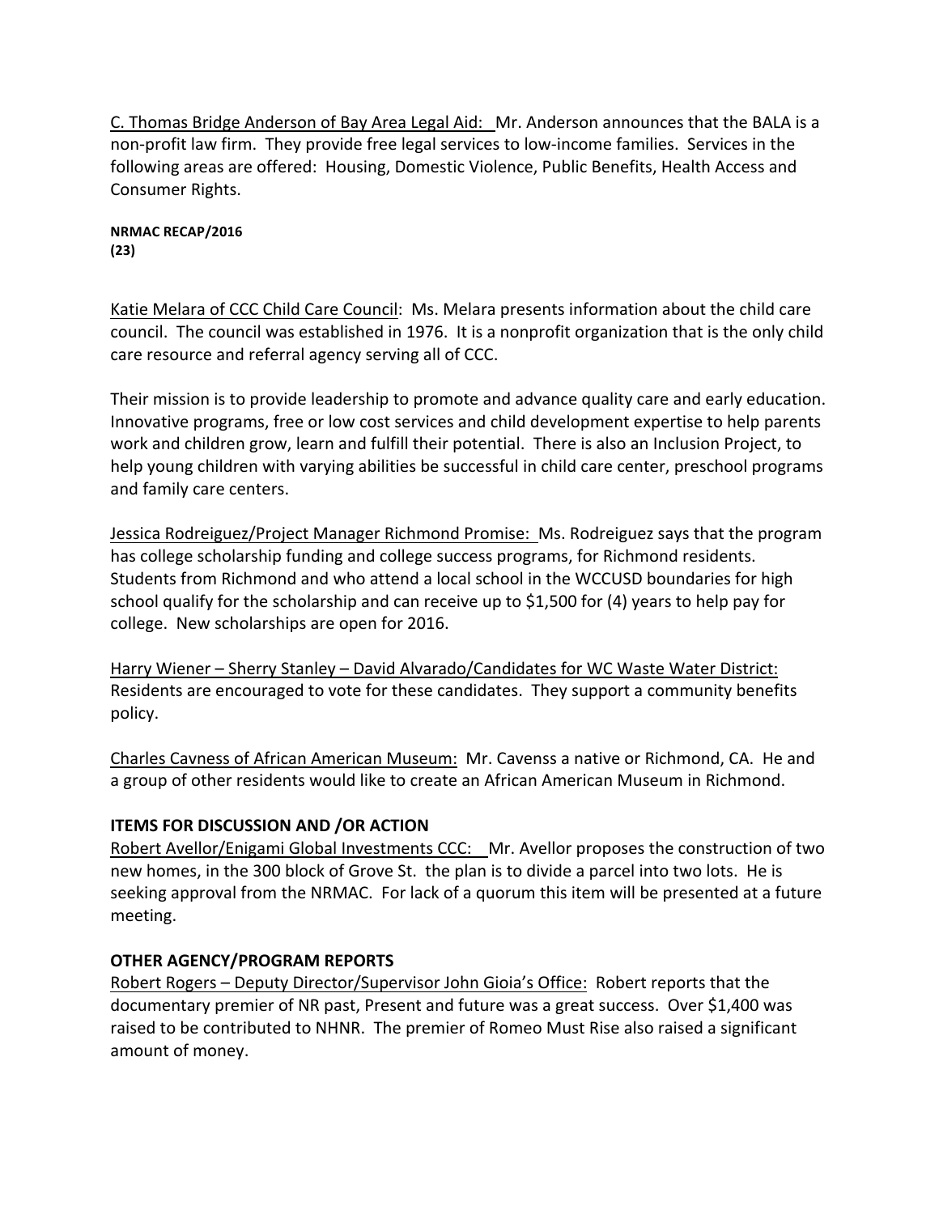C. Thomas Bridge Anderson of Bay Area Legal Aid: Mr. Anderson announces that the BALA is a non-profit law firm. They provide free legal services to low-income families. Services in the following areas are offered: Housing, Domestic Violence, Public Benefits, Health Access and Consumer Rights.

**NRMAC RECAP/2016**
**(23)**

Katie Melara of CCC Child Care Council: Ms. Melara presents information about the child care council. The council was established in 1976. It is a nonprofit organization that is the only child care resource and referral agency serving all of CCC.

Their mission is to provide leadership to promote and advance quality care and early education. Innovative programs, free or low cost services and child development expertise to help parents work and children grow, learn and fulfill their potential. There is also an Inclusion Project, to help young children with varying abilities be successful in child care center, preschool programs and family care centers.

Jessica Rodreiguez/Project Manager Richmond Promise: Ms. Rodreiguez says that the program has college scholarship funding and college success programs, for Richmond residents. Students from Richmond and who attend a local school in the WCCUSD boundaries for high school qualify for the scholarship and can receive up to $1,500 for (4) years to help pay for college. New scholarships are open for 2016.

Harry Wiener – Sherry Stanley – David Alvarado/Candidates for WC Waste Water District: Residents are encouraged to vote for these candidates. They support a community benefits policy.

Charles Cavness of African American Museum: Mr. Cavenss a native or Richmond, CA. He and a group of other residents would like to create an African American Museum in Richmond.

## ITEMS FOR DISCUSSION AND /OR ACTION

Robert Avellor/Enigami Global Investments CCC: Mr. Avellor proposes the construction of two new homes, in the 300 block of Grove St. the plan is to divide a parcel into two lots. He is seeking approval from the NRMAC. For lack of a quorum this item will be presented at a future meeting.

## OTHER AGENCY/PROGRAM REPORTS

Robert Rogers – Deputy Director/Supervisor John Gioia's Office: Robert reports that the documentary premier of NR past, Present and future was a great success. Over $1,400 was raised to be contributed to NHNR. The premier of Romeo Must Rise also raised a significant amount of money.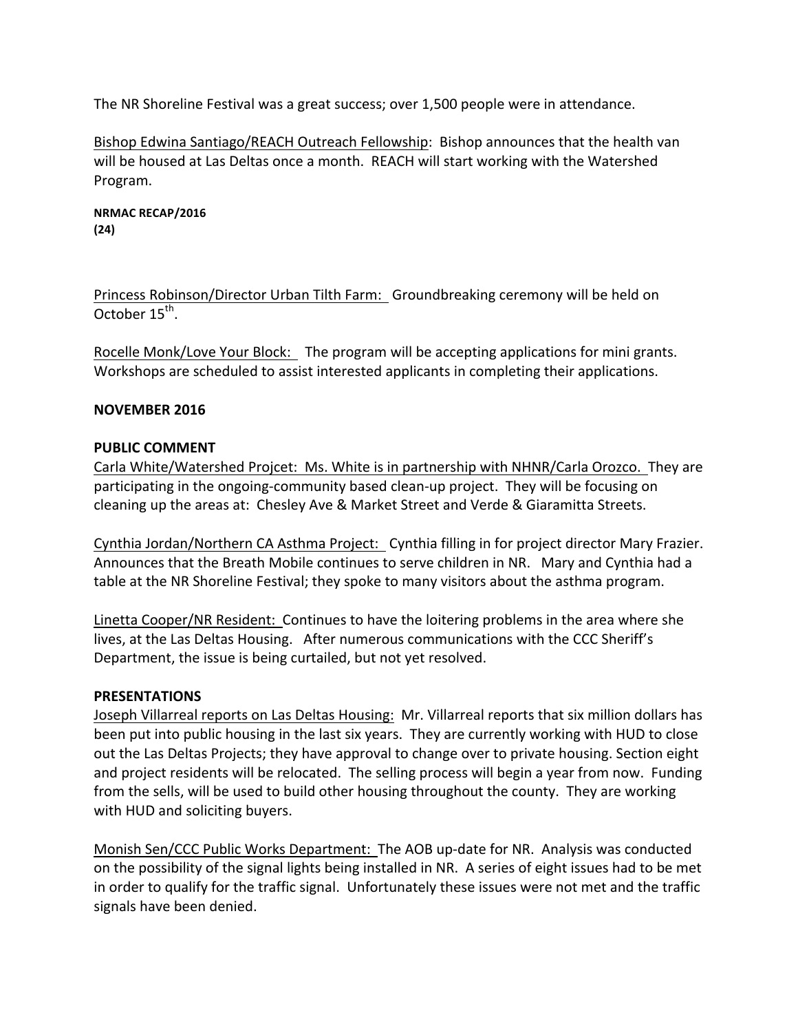The NR Shoreline Festival was a great success; over 1,500 people were in attendance.

Bishop Edwina Santiago/REACH Outreach Fellowship: Bishop announces that the health van will be housed at Las Deltas once a month. REACH will start working with the Watershed Program.

Princess Robinson/Director Urban Tilth Farm: Groundbreaking ceremony will be held on October 15th.

Rocelle Monk/Love Your Block: The program will be accepting applications for mini grants. Workshops are scheduled to assist interested applicants in completing their applications.

**NOVEMBER 2016**

**PUBLIC COMMENT**

Carla White/Watershed Projcet: Ms. White is in partnership with NHNR/Carla Orozco. They are participating in the ongoing-community based clean-up project. They will be focusing on cleaning up the areas at: Chesley Ave & Market Street and Verde & Giaramitta Streets.

Cynthia Jordan/Northern CA Asthma Project: Cynthia filling in for project director Mary Frazier. Announces that the Breath Mobile continues to serve children in NR. Mary and Cynthia had a table at the NR Shoreline Festival; they spoke to many visitors about the asthma program.

Linetta Cooper/NR Resident: Continues to have the loitering problems in the area where she lives, at the Las Deltas Housing. After numerous communications with the CCC Sheriff's Department, the issue is being curtailed, but not yet resolved.

**PRESENTATIONS**

Joseph Villarreal reports on Las Deltas Housing: Mr. Villarreal reports that six million dollars has been put into public housing in the last six years. They are currently working with HUD to close out the Las Deltas Projects; they have approval to change over to private housing. Section eight and project residents will be relocated. The selling process will begin a year from now. Funding from the sells, will be used to build other housing throughout the county. They are working with HUD and soliciting buyers.

Monish Sen/CCC Public Works Department: The AOB up-date for NR. Analysis was conducted on the possibility of the signal lights being installed in NR. A series of eight issues had to be met in order to qualify for the traffic signal. Unfortunately these issues were not met and the traffic signals have been denied.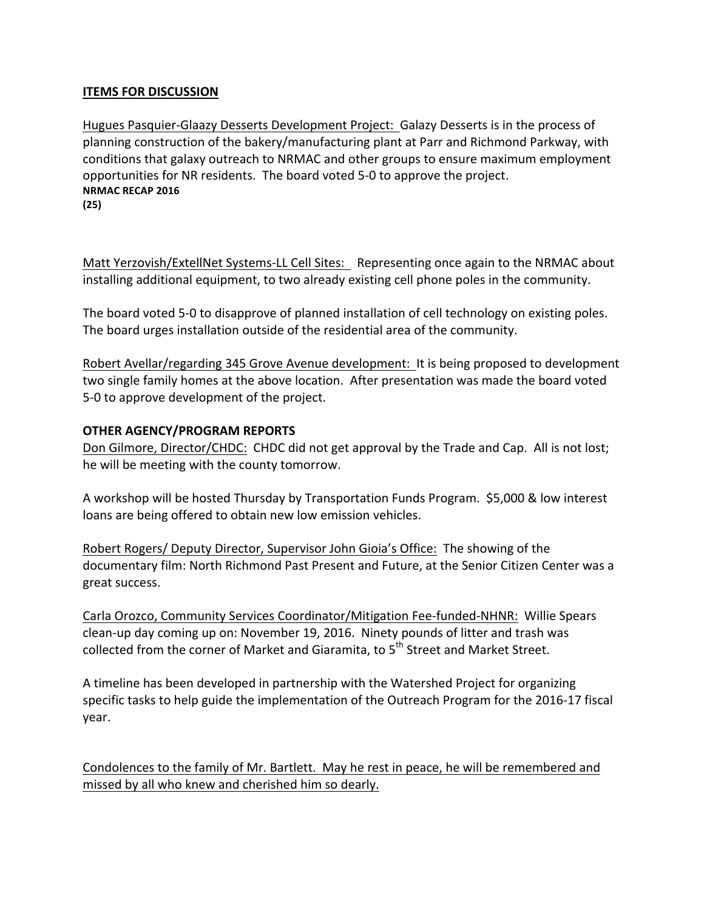## ITEMS FOR DISCUSSION

Hugues Pasquier-Glaazy Desserts Development Project: Galazy Desserts is in the process of planning construction of the bakery/manufacturing plant at Parr and Richmond Parkway, with conditions that galaxy outreach to NRMAC and other groups to ensure maximum employment opportunities for NR residents. The board voted 5-0 to approve the project.

Matt Yerzovish/ExtellNet Systems-LL Cell Sites: Representing once again to the NRMAC about installing additional equipment, to two already existing cell phone poles in the community.

The board voted 5-0 to disapprove of planned installation of cell technology on existing poles. The board urges installation outside of the residential area of the community.

Robert Avellar/regarding 345 Grove Avenue development: It is being proposed to development two single family homes at the above location. After presentation was made the board voted 5-0 to approve development of the project.

## OTHER AGENCY/PROGRAM REPORTS

Don Gilmore, Director/CHDC: CHDC did not get approval by the Trade and Cap. All is not lost; he will be meeting with the county tomorrow.

A workshop will be hosted Thursday by Transportation Funds Program. $5,000 & low interest loans are being offered to obtain new low emission vehicles.

Robert Rogers/ Deputy Director, Supervisor John Gioia's Office: The showing of the documentary film: North Richmond Past Present and Future, at the Senior Citizen Center was a great success.

Carla Orozco, Community Services Coordinator/Mitigation Fee-funded-NHNR: Willie Spears clean-up day coming up on: November 19, 2016. Ninety pounds of litter and trash was collected from the corner of Market and Giaramita, to 5th Street and Market Street.

A timeline has been developed in partnership with the Watershed Project for organizing specific tasks to help guide the implementation of the Outreach Program for the 2016-17 fiscal year.

Condolences to the family of Mr. Bartlett. May he rest in peace, he will be remembered and missed by all who knew and cherished him so dearly.